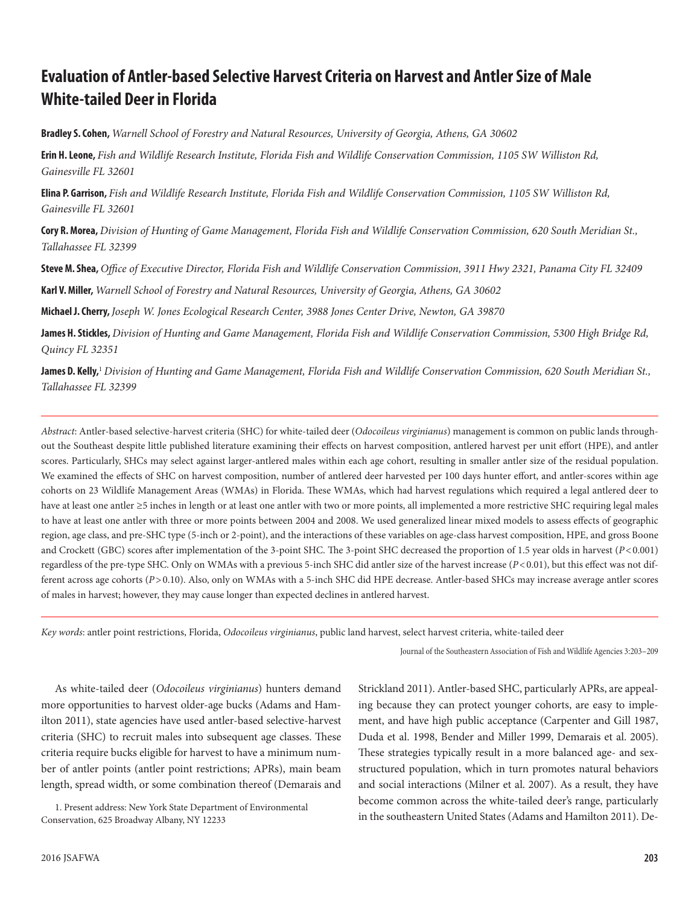# Evaluation of Antler-based Selective Harvest Criteria on Harvest and Antler Size of Male White-tailed Deer in Florida

**Bradley S. Cohen,** *Warnell School of Forestry and Natural Resources, University of Georgia, Athens, GA 30602*

**Erin H. Leone,** *Fish and Wildlife Research Institute, Florida Fish and Wildlife Conservation Commission, 1105 SW Williston Rd, Gainesville FL 32601*

**Elina P. Garrison,** *Fish and Wildlife Research Institute, Florida Fish and Wildlife Conservation Commission, 1105 SW Williston Rd, Gainesville FL 32601*

**Cory R. Morea,** *Division of Hunting of Game Management, Florida Fish and Wildlife Conservation Commission, 620 South Meridian St., Tallahassee FL 32399*

**Steve M. Shea,** *Office of Executive Director, Florida Fish and Wildlife Conservation Commission, 3911 Hwy 2321, Panama City FL 32409*

**Karl V. Miller,** *Warnell School of Forestry and Natural Resources, University of Georgia, Athens, GA 30602*

**Michael J. Cherry,** *Joseph W. Jones Ecological Research Center, 3988 Jones Center Drive, Newton, GA 39870*

**James H. Stickles,** *Division of Hunting and Game Management, Florida Fish and Wildlife Conservation Commission, 5300 High Bridge Rd, Quincy FL 32351*

**James D. Kelly,**[1] *Division of Hunting and Game Management, Florida Fish and Wildlife Conservation Commission, 620 South Meridian St., Tallahassee FL 32399*

---

*Abstract*: Antler-based selective-harvest criteria (SHC) for white-tailed deer (*Odocoileus virginianus*) management is common on public lands throughout the Southeast despite little published literature examining their effects on harvest composition, antlered harvest per unit effort (HPE), and antler scores. Particularly, SHCs may select against larger-antlered males within each age cohort, resulting in smaller antler size of the residual population. We examined the effects of SHC on harvest composition, number of antlered deer harvested per 100 days hunter effort, and antler-scores within age cohorts on 23 Wildlife Management Areas (WMAs) in Florida. These WMAs, which had harvest regulations which required a legal antlered deer to have at least one antler ≥5 inches in length or at least one antler with two or more points, all implemented a more restrictive SHC requiring legal males to have at least one antler with three or more points between 2004 and 2008. We used generalized linear mixed models to assess effects of geographic region, age class, and pre-SHC type (5-inch or 2-point), and the interactions of these variables on age-class harvest composition, HPE, and gross Boone and Crockett (GBC) scores after implementation of the 3-point SHC. The 3-point SHC decreased the proportion of 1.5 year olds in harvest ($P < 0.001$) regardless of the pre-type SHC. Only on WMAs with a previous 5-inch SHC did antler size of the harvest increase ($P < 0.01$), but this effect was not different across age cohorts ($P > 0.10$). Also, only on WMAs with a 5-inch SHC did HPE decrease. Antler-based SHCs may increase average antler scores of males in harvest; however, they may cause longer than expected declines in antlered harvest.

---

*Key words*: antler point restrictions, Florida, *Odocoileus virginianus*, public land harvest, select harvest criteria, white-tailed deer

As white-tailed deer (*Odocoileus virginianus*) hunters demand more opportunities to harvest older-age bucks (Adams and Hamilton 2011), state agencies have used antler-based selective-harvest criteria (SHC) to recruit males into subsequent age classes. These criteria require bucks eligible for harvest to have a minimum number of antler points (antler point restrictions; APRs), main beam length, spread width, or some combination thereof (Demarais and Strickland 2011). Antler-based SHC, particularly APRs, are appealing because they can protect younger cohorts, are easy to implement, and have high public acceptance (Carpenter and Gill 1987, Duda et al. 1998, Bender and Miller 1999, Demarais et al. 2005). These strategies typically result in a more balanced age- and sex-structured population, which in turn promotes natural behaviors and social interactions (Milner et al. 2007). As a result, they have become common across the white-tailed deer's range, particularly in the southeastern United States (Adams and Hamilton 2011). De-

1. Present address: New York State Department of Environmental Conservation, 625 Broadway Albany, NY 12233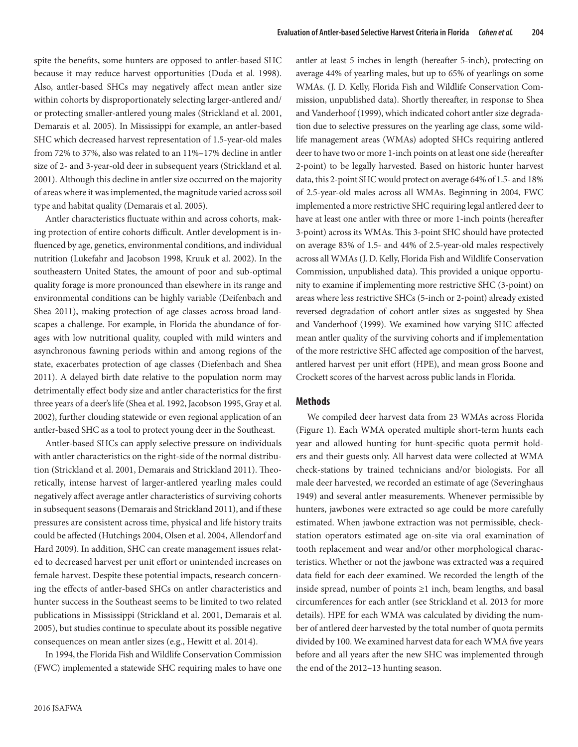spite the benefits, some hunters are opposed to antler-based SHC because it may reduce harvest opportunities (Duda et al. 1998). Also, antler-based SHCs may negatively affect mean antler size within cohorts by disproportionately selecting larger-antlered and/or protecting smaller-antlered young males (Strickland et al. 2001, Demarais et al. 2005). In Mississippi for example, an antler-based SHC which decreased harvest representation of 1.5-year-old males from 72% to 37%, also was related to an 11%–17% decline in antler size of 2- and 3-year-old deer in subsequent years (Strickland et al. 2001). Although this decline in antler size occurred on the majority of areas where it was implemented, the magnitude varied across soil type and habitat quality (Demarais et al. 2005).

Antler characteristics fluctuate within and across cohorts, making protection of entire cohorts difficult. Antler development is influenced by age, genetics, environmental conditions, and individual nutrition (Lukefahr and Jacobson 1998, Kruuk et al. 2002). In the southeastern United States, the amount of poor and sub-optimal quality forage is more pronounced than elsewhere in its range and environmental conditions can be highly variable (Deifenbach and Shea 2011), making protection of age classes across broad landscapes a challenge. For example, in Florida the abundance of forages with low nutritional quality, coupled with mild winters and asynchronous fawning periods within and among regions of the state, exacerbates protection of age classes (Diefenbach and Shea 2011). A delayed birth date relative to the population norm may detrimentally effect body size and antler characteristics for the first three years of a deer's life (Shea et al. 1992, Jacobson 1995, Gray et al. 2002), further clouding statewide or even regional application of an antler-based SHC as a tool to protect young deer in the Southeast.

Antler-based SHCs can apply selective pressure on individuals with antler characteristics on the right-side of the normal distribution (Strickland et al. 2001, Demarais and Strickland 2011). Theoretically, intense harvest of larger-antlered yearling males could negatively affect average antler characteristics of surviving cohorts in subsequent seasons (Demarais and Strickland 2011), and if these pressures are consistent across time, physical and life history traits could be affected (Hutchings 2004, Olsen et al. 2004, Allendorf and Hard 2009). In addition, SHC can create management issues related to decreased harvest per unit effort or unintended increases on female harvest. Despite these potential impacts, research concerning the effects of antler-based SHCs on antler characteristics and hunter success in the Southeast seems to be limited to two related publications in Mississippi (Strickland et al. 2001, Demarais et al. 2005), but studies continue to speculate about its possible negative consequences on mean antler sizes (e.g., Hewitt et al. 2014).

In 1994, the Florida Fish and Wildlife Conservation Commission (FWC) implemented a statewide SHC requiring males to have one antler at least 5 inches in length (hereafter 5-inch), protecting on average 44% of yearling males, but up to 65% of yearlings on some WMAs. (J. D. Kelly, Florida Fish and Wildlife Conservation Commission, unpublished data). Shortly thereafter, in response to Shea and Vanderhoof (1999), which indicated cohort antler size degradation due to selective pressures on the yearling age class, some wildlife management areas (WMAs) adopted SHCs requiring antlered deer to have two or more 1-inch points on at least one side (hereafter 2-point) to be legally harvested. Based on historic hunter harvest data, this 2-point SHC would protect on average 64% of 1.5- and 18% of 2.5-year-old males across all WMAs. Beginning in 2004, FWC implemented a more restrictive SHC requiring legal antlered deer to have at least one antler with three or more 1-inch points (hereafter 3-point) across its WMAs. This 3-point SHC should have protected on average 83% of 1.5- and 44% of 2.5-year-old males respectively across all WMAs (J. D. Kelly, Florida Fish and Wildlife Conservation Commission, unpublished data). This provided a unique opportunity to examine if implementing more restrictive SHC (3-point) on areas where less restrictive SHCs (5-inch or 2-point) already existed reversed degradation of cohort antler sizes as suggested by Shea and Vanderhoof (1999). We examined how varying SHC affected mean antler quality of the surviving cohorts and if implementation of the more restrictive SHC affected age composition of the harvest, antlered harvest per unit effort (HPE), and mean gross Boone and Crockett scores of the harvest across public lands in Florida.

## Methods

We compiled deer harvest data from 23 WMAs across Florida (Figure 1). Each WMA operated multiple short-term hunts each year and allowed hunting for hunt-specific quota permit holders and their guests only. All harvest data were collected at WMA check-stations by trained technicians and/or biologists. For all male deer harvested, we recorded an estimate of age (Severinghaus 1949) and several antler measurements. Whenever permissible by hunters, jawbones were extracted so age could be more carefully estimated. When jawbone extraction was not permissible, check-station operators estimated age on-site via oral examination of tooth replacement and wear and/or other morphological characteristics. Whether or not the jawbone was extracted was a required data field for each deer examined. We recorded the length of the inside spread, number of points ≥1 inch, beam lengths, and basal circumferences for each antler (see Strickland et al. 2013 for more details). HPE for each WMA was calculated by dividing the number of antlered deer harvested by the total number of quota permits divided by 100. We examined harvest data for each WMA five years before and all years after the new SHC was implemented through the end of the 2012–13 hunting season.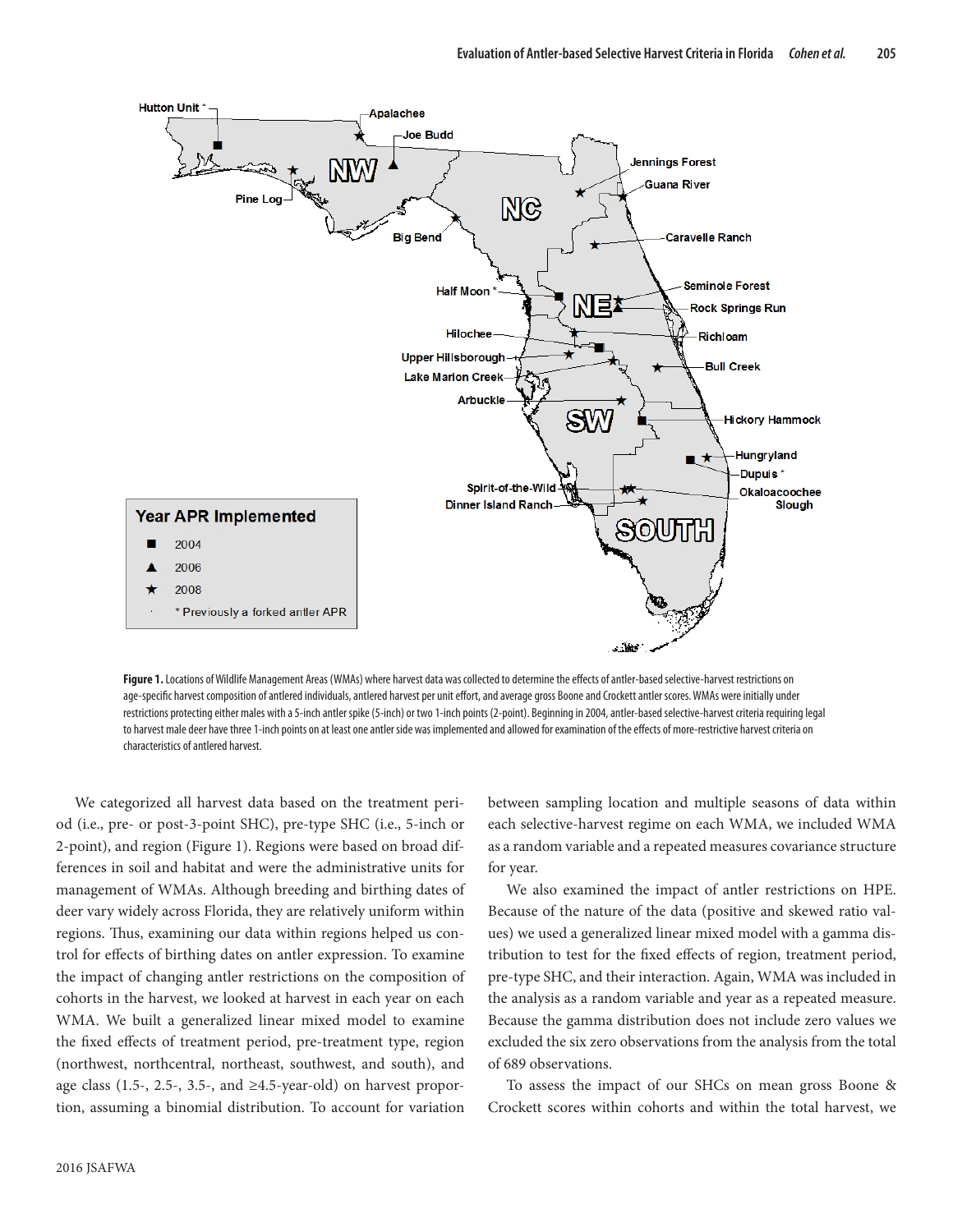**Figure 1.** Locations of Wildlife Management Areas (WMAs) where harvest data was collected to determine the effects of antler-based selective-harvest restrictions on age-specific harvest composition of antlered individuals, antlered harvest per unit effort, and average gross Boone and Crockett antler scores. WMAs were initially under restrictions protecting either males with a 5-inch antler spike (5-inch) or two 1-inch points (2-point). Beginning in 2004, antler-based selective-harvest criteria requiring legal to harvest male deer have three 1-inch points on at least one antler side was implemented and allowed for examination of the effects of more-restrictive harvest criteria on characteristics of antlered harvest.

We categorized all harvest data based on the treatment period (i.e., pre- or post-3-point SHC), pre-type SHC (i.e., 5-inch or 2-point), and region (Figure 1). Regions were based on broad differences in soil and habitat and were the administrative units for management of WMAs. Although breeding and birthing dates of deer vary widely across Florida, they are relatively uniform within regions. Thus, examining our data within regions helped us control for effects of birthing dates on antler expression. To examine the impact of changing antler restrictions on the composition of cohorts in the harvest, we looked at harvest in each year on each WMA. We built a generalized linear mixed model to examine the fixed effects of treatment period, pre-treatment type, region (northwest, northcentral, northeast, southwest, and south), and age class (1.5-, 2.5-, 3.5-, and ≥4.5-year-old) on harvest proportion, assuming a binomial distribution. To account for variation between sampling location and multiple seasons of data within each selective-harvest regime on each WMA, we included WMA as a random variable and a repeated measures covariance structure for year.

We also examined the impact of antler restrictions on HPE. Because of the nature of the data (positive and skewed ratio values) we used a generalized linear mixed model with a gamma distribution to test for the fixed effects of region, treatment period, pre-type SHC, and their interaction. Again, WMA was included in the analysis as a random variable and year as a repeated measure. Because the gamma distribution does not include zero values we excluded the six zero observations from the analysis from the total of 689 observations.

To assess the impact of our SHCs on mean gross Boone & Crockett scores within cohorts and within the total harvest, we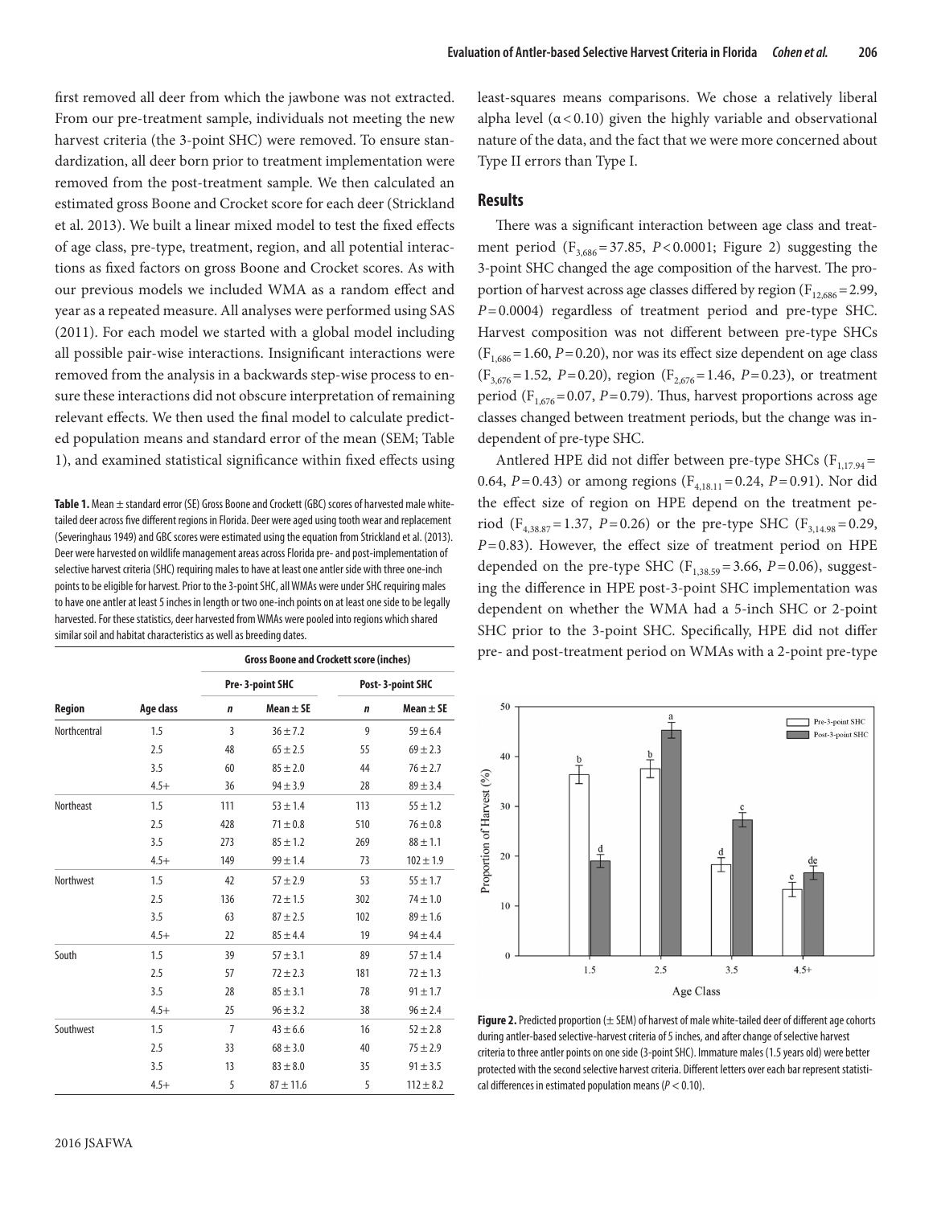first removed all deer from which the jawbone was not extracted. From our pre-treatment sample, individuals not meeting the new harvest criteria (the 3-point SHC) were removed. To ensure standardization, all deer born prior to treatment implementation were removed from the post-treatment sample. We then calculated an estimated gross Boone and Crocket score for each deer (Strickland et al. 2013). We built a linear mixed model to test the fixed effects of age class, pre-type, treatment, region, and all potential interactions as fixed factors on gross Boone and Crocket scores. As with our previous models we included WMA as a random effect and year as a repeated measure. All analyses were performed using SAS (2011). For each model we started with a global model including all possible pair-wise interactions. Insignificant interactions were removed from the analysis in a backwards step-wise process to ensure these interactions did not obscure interpretation of remaining relevant effects. We then used the final model to calculate predicted population means and standard error of the mean (SEM; Table 1), and examined statistical significance within fixed effects using least-squares means comparisons. We chose a relatively liberal alpha level ($\alpha < 0.10$) given the highly variable and observational nature of the data, and the fact that we were more concerned about Type II errors than Type I.

**Table 1.** Mean ± standard error (SE) Gross Boone and Crockett (GBC) scores of harvested male white-tailed deer across five different regions in Florida. Deer were aged using tooth wear and replacement (Severinghaus 1949) and GBC scores were estimated using the equation from Strickland et al. (2013). Deer were harvested on wildlife management areas across Florida pre- and post-implementation of selective harvest criteria (SHC) requiring males to have at least one antler side with three one-inch points to be eligible for harvest. Prior to the 3-point SHC, all WMAs were under SHC requiring males to have one antler at least 5 inches in length or two one-inch points on at least one side to be legally harvested. For these statistics, deer harvested from WMAs were pooled into regions which shared similar soil and habitat characteristics as well as breeding dates.

| | | Gross Boone and Crockett score (inches) | | | |
|---|---|---|---|---|---|
| | | Pre- 3-point SHC | | Post- 3-point SHC | |
| **Region** | **Age class** | ***n*** | **Mean ± SE** | ***n*** | **Mean ± SE** |
| Northcentral | 1.5 | 3 | 36 ± 7.2 | 9 | 59 ± 6.4 |
| | 2.5 | 48 | 65 ± 2.5 | 55 | 69 ± 2.3 |
| | 3.5 | 60 | 85 ± 2.0 | 44 | 76 ± 2.7 |
| | 4.5+ | 36 | 94 ± 3.9 | 28 | 89 ± 3.4 |
| Northeast | 1.5 | 111 | 53 ± 1.4 | 113 | 55 ± 1.2 |
| | 2.5 | 428 | 71 ± 0.8 | 510 | 76 ± 0.8 |
| | 3.5 | 273 | 85 ± 1.2 | 269 | 88 ± 1.1 |
| | 4.5+ | 149 | 99 ± 1.4 | 73 | 102 ± 1.9 |
| Northwest | 1.5 | 42 | 57 ± 2.9 | 53 | 55 ± 1.7 |
| | 2.5 | 136 | 72 ± 1.5 | 302 | 74 ± 1.0 |
| | 3.5 | 63 | 87 ± 2.5 | 102 | 89 ± 1.6 |
| | 4.5+ | 22 | 85 ± 4.4 | 19 | 94 ± 4.4 |
| South | 1.5 | 39 | 57 ± 3.1 | 89 | 57 ± 1.4 |
| | 2.5 | 57 | 72 ± 2.3 | 181 | 72 ± 1.3 |
| | 3.5 | 28 | 85 ± 3.1 | 78 | 91 ± 1.7 |
| | 4.5+ | 25 | 96 ± 3.2 | 38 | 96 ± 2.4 |
| Southwest | 1.5 | 7 | 43 ± 6.6 | 16 | 52 ± 2.8 |
| | 2.5 | 33 | 68 ± 3.0 | 40 | 75 ± 2.9 |
| | 3.5 | 13 | 83 ± 8.0 | 35 | 91 ± 3.5 |
| | 4.5+ | 5 | 87 ± 11.6 | 5 | 112 ± 8.2 |

## Results

There was a significant interaction between age class and treatment period ($F_{3,686} = 37.85$, $P < 0.0001$; Figure 2) suggesting the 3-point SHC changed the age composition of the harvest. The proportion of harvest across age classes differed by region ($F_{12,686} = 2.99$, $P = 0.0004$) regardless of treatment period and pre-type SHC. Harvest composition was not different between pre-type SHCs ($F_{1,686} = 1.60$, $P = 0.20$), nor was its effect size dependent on age class ($F_{3,676} = 1.52$, $P = 0.20$), region ($F_{2,676} = 1.46$, $P = 0.23$), or treatment period ($F_{1,676} = 0.07$, $P = 0.79$). Thus, harvest proportions across age classes changed between treatment periods, but the change was independent of pre-type SHC.

Antlered HPE did not differ between pre-type SHCs ($F_{1,17.94} = 0.64$, $P = 0.43$) or among regions ($F_{4,18.11} = 0.24$, $P = 0.91$). Nor did the effect size of region on HPE depend on the treatment period ($F_{4,38.87} = 1.37$, $P = 0.26$) or the pre-type SHC ($F_{3,14.98} = 0.29$, $P = 0.83$). However, the effect size of treatment period on HPE depended on the pre-type SHC ($F_{1,38.59} = 3.66$, $P = 0.06$), suggesting the difference in HPE post-3-point SHC implementation was dependent on whether the WMA had a 5-inch SHC or 2-point SHC prior to the 3-point SHC. Specifically, HPE did not differ pre- and post-treatment period on WMAs with a 2-point pre-type

**Figure 2.** Predicted proportion (± SEM) of harvest of male white-tailed deer of different age cohorts during antler-based selective-harvest criteria of 5 inches, and after change of selective harvest criteria to three antler points on one side (3-point SHC). Immature males (1.5 years old) were better protected with the second selective harvest criteria. Different letters over each bar represent statistical differences in estimated population means ($P < 0.10$).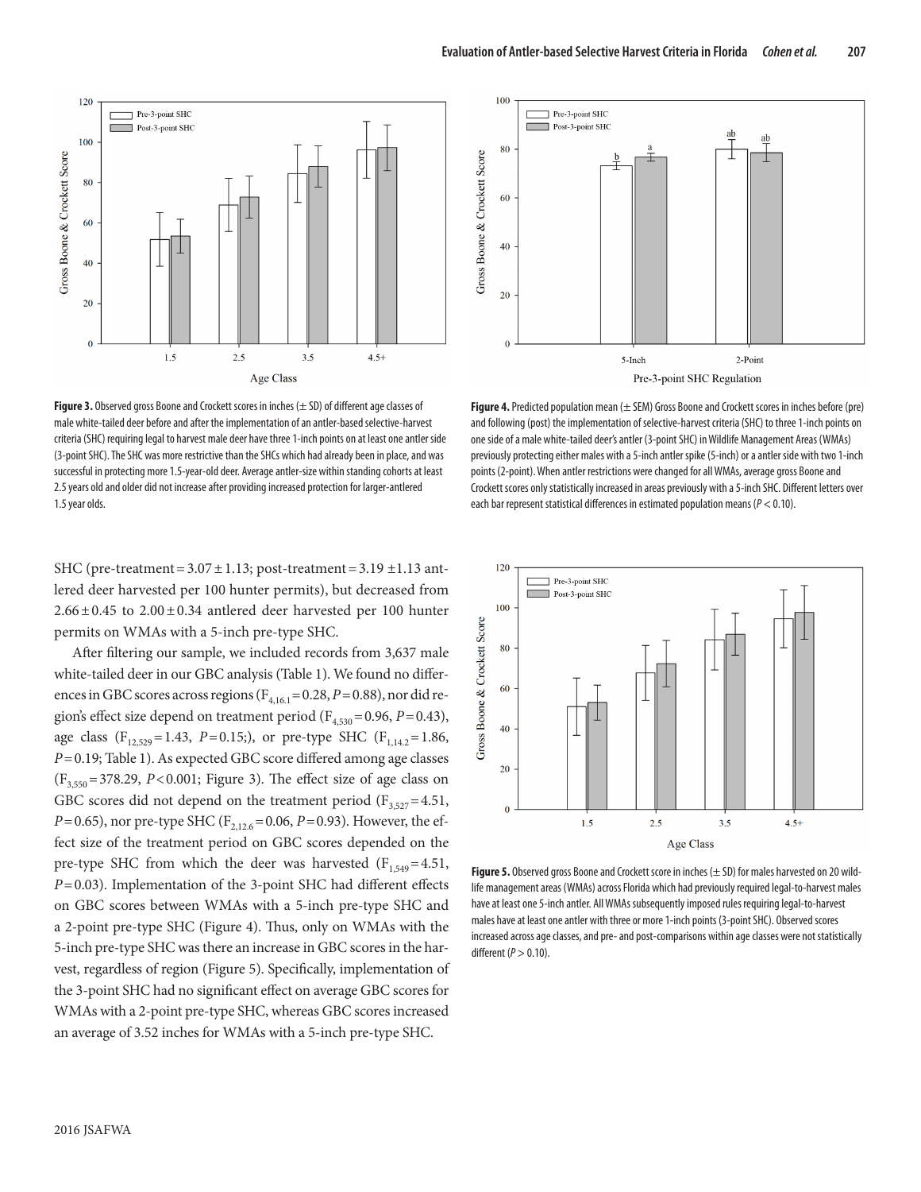**Figure 3.** Observed gross Boone and Crockett scores in inches (± SD) of different age classes of male white-tailed deer before and after the implementation of an antler-based selective-harvest criteria (SHC) requiring legal to harvest male deer have three 1-inch points on at least one antler side (3-point SHC). The SHC was more restrictive than the SHCs which had already been in place, and was successful in protecting more 1.5-year-old deer. Average antler-size within standing cohorts at least 2.5 years old and older did not increase after providing increased protection for larger-antlered 1.5 year olds.

**Figure 4.** Predicted population mean (± SEM) Gross Boone and Crockett scores in inches before (pre) and following (post) the implementation of selective-harvest criteria (SHC) to three 1-inch points on one side of a male white-tailed deer's antler (3-point SHC) in Wildlife Management Areas (WMAs) previously protecting either males with a 5-inch antler spike (5-inch) or a antler side with two 1-inch points (2-point). When antler restrictions were changed for all WMAs, average gross Boone and Crockett scores only statistically increased in areas previously with a 5-inch SHC. Different letters over each bar represent statistical differences in estimated population means ($P < 0.10$).

SHC (pre-treatment = 3.07 ± 1.13; post-treatment = 3.19 ±1.13 antlered deer harvested per 100 hunter permits), but decreased from 2.66 ± 0.45 to 2.00 ± 0.34 antlered deer harvested per 100 hunter permits on WMAs with a 5-inch pre-type SHC.

After filtering our sample, we included records from 3,637 male white-tailed deer in our GBC analysis (Table 1). We found no differences in GBC scores across regions ($F_{4,16.1} = 0.28$, $P = 0.88$), nor did region's effect size depend on treatment period ($F_{4,530} = 0.96$, $P = 0.43$), age class ($F_{12,529} = 1.43$, $P = 0.15$;), or pre-type SHC ($F_{1,14.2} = 1.86$, $P = 0.19$; Table 1). As expected GBC score differed among age classes ($F_{3,550} = 378.29$, $P < 0.001$; Figure 3). The effect size of age class on GBC scores did not depend on the treatment period ($F_{3,527} = 4.51$, $P = 0.65$), nor pre-type SHC ($F_{2,12.6} = 0.06$, $P = 0.93$). However, the effect size of the treatment period on GBC scores depended on the pre-type SHC from which the deer was harvested ($F_{1,549} = 4.51$, $P = 0.03$). Implementation of the 3-point SHC had different effects on GBC scores between WMAs with a 5-inch pre-type SHC and a 2-point pre-type SHC (Figure 4). Thus, only on WMAs with the 5-inch pre-type SHC was there an increase in GBC scores in the harvest, regardless of region (Figure 5). Specifically, implementation of the 3-point SHC had no significant effect on average GBC scores for WMAs with a 2-point pre-type SHC, whereas GBC scores increased an average of 3.52 inches for WMAs with a 5-inch pre-type SHC.

**Figure 5.** Observed gross Boone and Crockett score in inches (± SD) for males harvested on 20 wildlife management areas (WMAs) across Florida which had previously required legal-to-harvest males have at least one 5-inch antler. All WMAs subsequently imposed rules requiring legal-to-harvest males have at least one antler with three or more 1-inch points (3-point SHC). Observed scores increased across age classes, and pre- and post-comparisons within age classes were not statistically different ($P > 0.10$).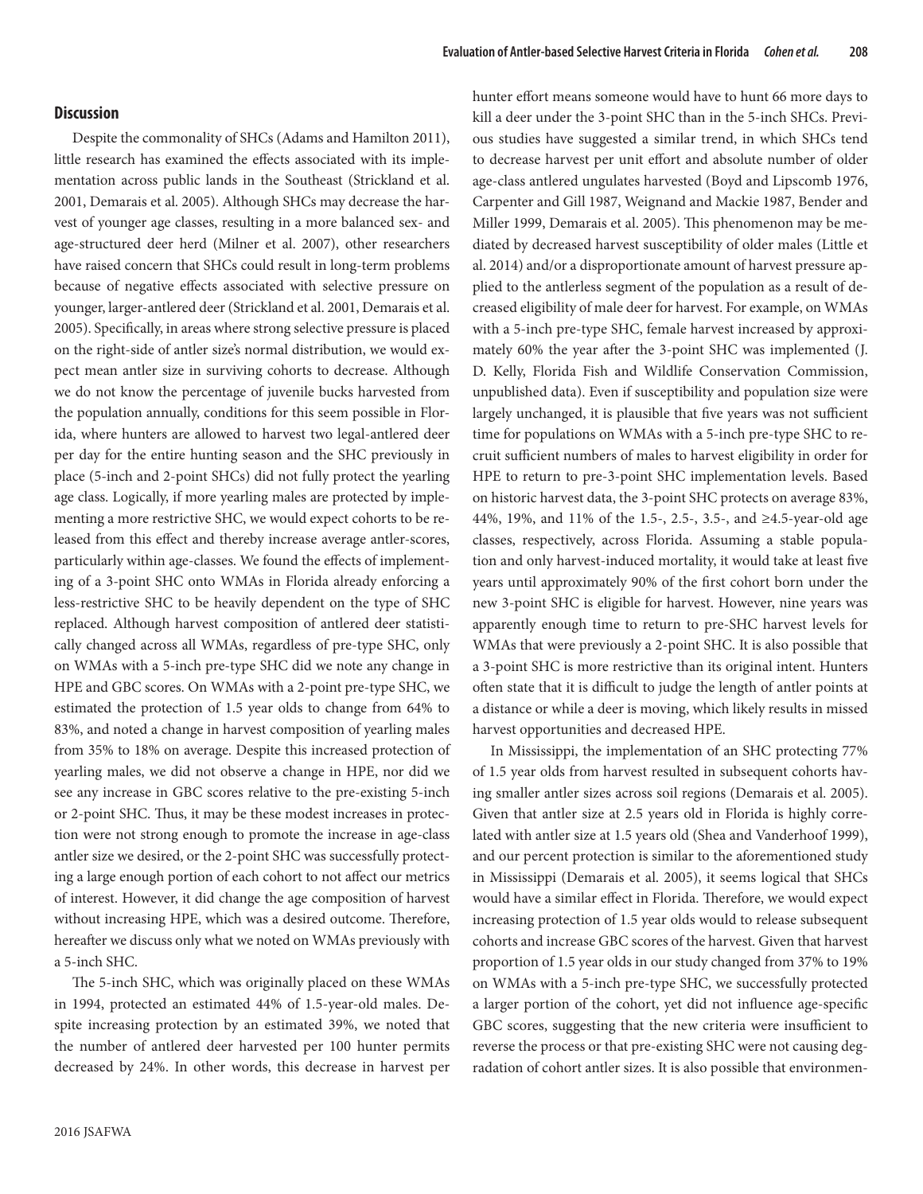## Discussion

Despite the commonality of SHCs (Adams and Hamilton 2011), little research has examined the effects associated with its implementation across public lands in the Southeast (Strickland et al. 2001, Demarais et al. 2005). Although SHCs may decrease the harvest of younger age classes, resulting in a more balanced sex- and age-structured deer herd (Milner et al. 2007), other researchers have raised concern that SHCs could result in long-term problems because of negative effects associated with selective pressure on younger, larger-antlered deer (Strickland et al. 2001, Demarais et al. 2005). Specifically, in areas where strong selective pressure is placed on the right-side of antler size's normal distribution, we would expect mean antler size in surviving cohorts to decrease. Although we do not know the percentage of juvenile bucks harvested from the population annually, conditions for this seem possible in Florida, where hunters are allowed to harvest two legal-antlered deer per day for the entire hunting season and the SHC previously in place (5-inch and 2-point SHCs) did not fully protect the yearling age class. Logically, if more yearling males are protected by implementing a more restrictive SHC, we would expect cohorts to be released from this effect and thereby increase average antler-scores, particularly within age-classes. We found the effects of implementing of a 3-point SHC onto WMAs in Florida already enforcing a less-restrictive SHC to be heavily dependent on the type of SHC replaced. Although harvest composition of antlered deer statistically changed across all WMAs, regardless of pre-type SHC, only on WMAs with a 5-inch pre-type SHC did we note any change in HPE and GBC scores. On WMAs with a 2-point pre-type SHC, we estimated the protection of 1.5 year olds to change from 64% to 83%, and noted a change in harvest composition of yearling males from 35% to 18% on average. Despite this increased protection of yearling males, we did not observe a change in HPE, nor did we see any increase in GBC scores relative to the pre-existing 5-inch or 2-point SHC. Thus, it may be these modest increases in protection were not strong enough to promote the increase in age-class antler size we desired, or the 2-point SHC was successfully protecting a large enough portion of each cohort to not affect our metrics of interest. However, it did change the age composition of harvest without increasing HPE, which was a desired outcome. Therefore, hereafter we discuss only what we noted on WMAs previously with a 5-inch SHC.

The 5-inch SHC, which was originally placed on these WMAs in 1994, protected an estimated 44% of 1.5-year-old males. Despite increasing protection by an estimated 39%, we noted that the number of antlered deer harvested per 100 hunter permits decreased by 24%. In other words, this decrease in harvest per hunter effort means someone would have to hunt 66 more days to kill a deer under the 3-point SHC than in the 5-inch SHCs. Previous studies have suggested a similar trend, in which SHCs tend to decrease harvest per unit effort and absolute number of older age-class antlered ungulates harvested (Boyd and Lipscomb 1976, Carpenter and Gill 1987, Weignand and Mackie 1987, Bender and Miller 1999, Demarais et al. 2005). This phenomenon may be mediated by decreased harvest susceptibility of older males (Little et al. 2014) and/or a disproportionate amount of harvest pressure applied to the antlerless segment of the population as a result of decreased eligibility of male deer for harvest. For example, on WMAs with a 5-inch pre-type SHC, female harvest increased by approximately 60% the year after the 3-point SHC was implemented (J. D. Kelly, Florida Fish and Wildlife Conservation Commission, unpublished data). Even if susceptibility and population size were largely unchanged, it is plausible that five years was not sufficient time for populations on WMAs with a 5-inch pre-type SHC to recruit sufficient numbers of males to harvest eligibility in order for HPE to return to pre-3-point SHC implementation levels. Based on historic harvest data, the 3-point SHC protects on average 83%, 44%, 19%, and 11% of the 1.5-, 2.5-, 3.5-, and ≥4.5-year-old age classes, respectively, across Florida. Assuming a stable population and only harvest-induced mortality, it would take at least five years until approximately 90% of the first cohort born under the new 3-point SHC is eligible for harvest. However, nine years was apparently enough time to return to pre-SHC harvest levels for WMAs that were previously a 2-point SHC. It is also possible that a 3-point SHC is more restrictive than its original intent. Hunters often state that it is difficult to judge the length of antler points at a distance or while a deer is moving, which likely results in missed harvest opportunities and decreased HPE.

In Mississippi, the implementation of an SHC protecting 77% of 1.5 year olds from harvest resulted in subsequent cohorts having smaller antler sizes across soil regions (Demarais et al. 2005). Given that antler size at 2.5 years old in Florida is highly correlated with antler size at 1.5 years old (Shea and Vanderhoof 1999), and our percent protection is similar to the aforementioned study in Mississippi (Demarais et al. 2005), it seems logical that SHCs would have a similar effect in Florida. Therefore, we would expect increasing protection of 1.5 year olds would to release subsequent cohorts and increase GBC scores of the harvest. Given that harvest proportion of 1.5 year olds in our study changed from 37% to 19% on WMAs with a 5-inch pre-type SHC, we successfully protected a larger portion of the cohort, yet did not influence age-specific GBC scores, suggesting that the new criteria were insufficient to reverse the process or that pre-existing SHC were not causing degradation of cohort antler sizes. It is also possible that environmen-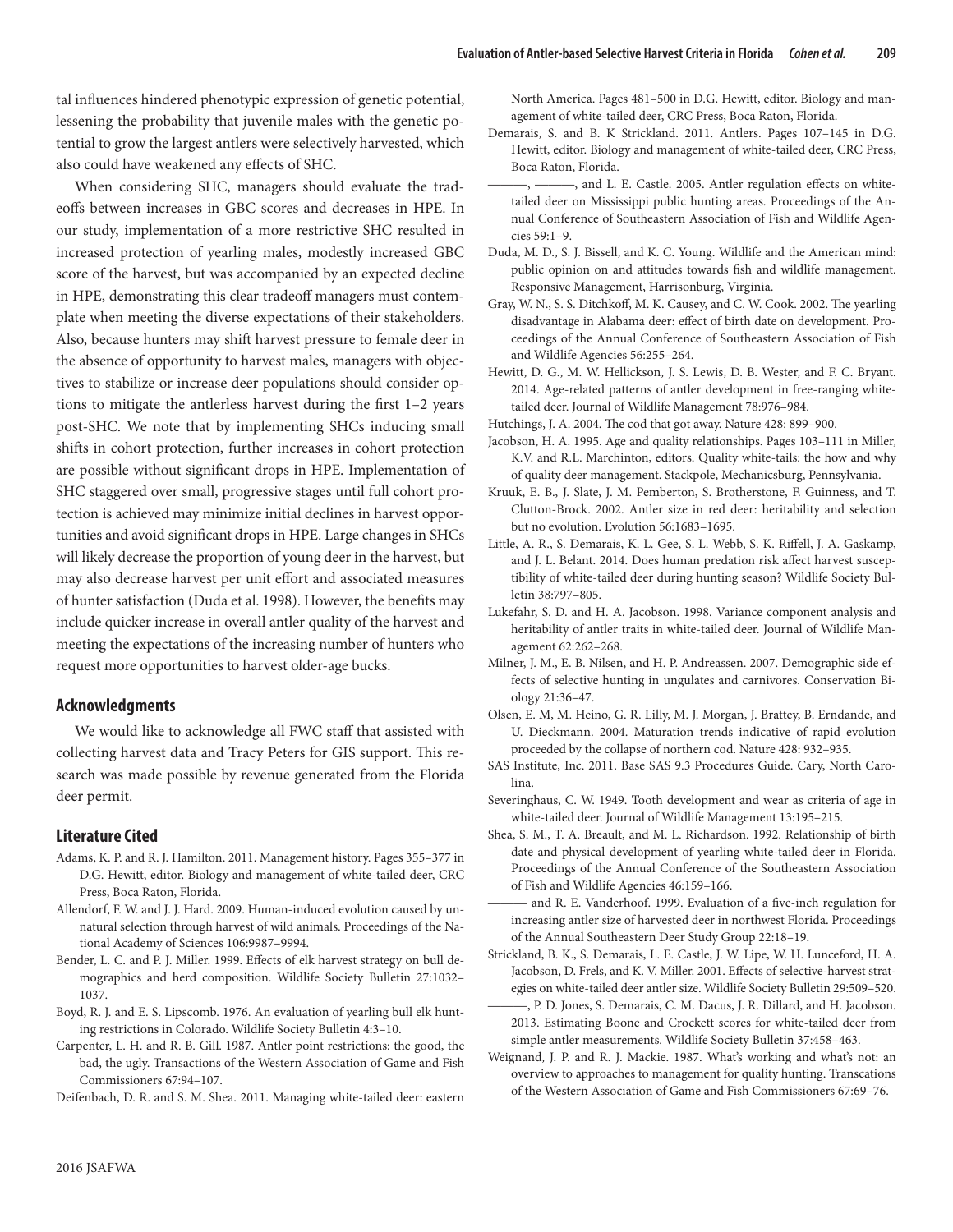tal influences hindered phenotypic expression of genetic potential, lessening the probability that juvenile males with the genetic potential to grow the largest antlers were selectively harvested, which also could have weakened any effects of SHC.

When considering SHC, managers should evaluate the tradeoffs between increases in GBC scores and decreases in HPE. In our study, implementation of a more restrictive SHC resulted in increased protection of yearling males, modestly increased GBC score of the harvest, but was accompanied by an expected decline in HPE, demonstrating this clear tradeoff managers must contemplate when meeting the diverse expectations of their stakeholders. Also, because hunters may shift harvest pressure to female deer in the absence of opportunity to harvest males, managers with objectives to stabilize or increase deer populations should consider options to mitigate the antlerless harvest during the first 1–2 years post-SHC. We note that by implementing SHCs inducing small shifts in cohort protection, further increases in cohort protection are possible without significant drops in HPE. Implementation of SHC staggered over small, progressive stages until full cohort protection is achieved may minimize initial declines in harvest opportunities and avoid significant drops in HPE. Large changes in SHCs will likely decrease the proportion of young deer in the harvest, but may also decrease harvest per unit effort and associated measures of hunter satisfaction (Duda et al. 1998). However, the benefits may include quicker increase in overall antler quality of the harvest and meeting the expectations of the increasing number of hunters who request more opportunities to harvest older-age bucks.

## Acknowledgments

We would like to acknowledge all FWC staff that assisted with collecting harvest data and Tracy Peters for GIS support. This research was made possible by revenue generated from the Florida deer permit.

## Literature Cited

Adams, K. P. and R. J. Hamilton. 2011. Management history. Pages 355–377 in D.G. Hewitt, editor. Biology and management of white-tailed deer, CRC Press, Boca Raton, Florida.

Allendorf, F. W. and J. J. Hard. 2009. Human-induced evolution caused by unnatural selection through harvest of wild animals. Proceedings of the National Academy of Sciences 106:9987–9994.

Bender, L. C. and P. J. Miller. 1999. Effects of elk harvest strategy on bull demographics and herd composition. Wildlife Society Bulletin 27:1032–1037.

Boyd, R. J. and E. S. Lipscomb. 1976. An evaluation of yearling bull elk hunting restrictions in Colorado. Wildlife Society Bulletin 4:3–10.

Carpenter, L. H. and R. B. Gill. 1987. Antler point restrictions: the good, the bad, the ugly. Transactions of the Western Association of Game and Fish Commissioners 67:94–107.

Deifenbach, D. R. and S. M. Shea. 2011. Managing white-tailed deer: eastern North America. Pages 481–500 in D.G. Hewitt, editor. Biology and management of white-tailed deer, CRC Press, Boca Raton, Florida.

Demarais, S. and B. K Strickland. 2011. Antlers. Pages 107–145 in D.G. Hewitt, editor. Biology and management of white-tailed deer, CRC Press, Boca Raton, Florida.

———, ———, and L. E. Castle. 2005. Antler regulation effects on white-tailed deer on Mississippi public hunting areas. Proceedings of the Annual Conference of Southeastern Association of Fish and Wildlife Agencies 59:1–9.

Duda, M. D., S. J. Bissell, and K. C. Young. Wildlife and the American mind: public opinion on and attitudes towards fish and wildlife management. Responsive Management, Harrisonburg, Virginia.

Gray, W. N., S. S. Ditchkoff, M. K. Causey, and C. W. Cook. 2002. The yearling disadvantage in Alabama deer: effect of birth date on development. Proceedings of the Annual Conference of Southeastern Association of Fish and Wildlife Agencies 56:255–264.

Hewitt, D. G., M. W. Hellickson, J. S. Lewis, D. B. Wester, and F. C. Bryant. 2014. Age-related patterns of antler development in free-ranging white-tailed deer. Journal of Wildlife Management 78:976–984.

Hutchings, J. A. 2004. The cod that got away. Nature 428: 899–900.

Jacobson, H. A. 1995. Age and quality relationships. Pages 103–111 in Miller, K.V. and R.L. Marchinton, editors. Quality white-tails: the how and why of quality deer management. Stackpole, Mechanicsburg, Pennsylvania.

Kruuk, E. B., J. Slate, J. M. Pemberton, S. Brotherstone, F. Guinness, and T. Clutton-Brock. 2002. Antler size in red deer: heritability and selection but no evolution. Evolution 56:1683–1695.

Little, A. R., S. Demarais, K. L. Gee, S. L. Webb, S. K. Riffell, J. A. Gaskamp, and J. L. Belant. 2014. Does human predation risk affect harvest susceptibility of white-tailed deer during hunting season? Wildlife Society Bulletin 38:797–805.

Lukefahr, S. D. and H. A. Jacobson. 1998. Variance component analysis and heritability of antler traits in white-tailed deer. Journal of Wildlife Management 62:262–268.

Milner, J. M., E. B. Nilsen, and H. P. Andreassen. 2007. Demographic side effects of selective hunting in ungulates and carnivores. Conservation Biology 21:36–47.

Olsen, E. M, M. Heino, G. R. Lilly, M. J. Morgan, J. Brattey, B. Erndande, and U. Dieckmann. 2004. Maturation trends indicative of rapid evolution proceeded by the collapse of northern cod. Nature 428: 932–935.

SAS Institute, Inc. 2011. Base SAS 9.3 Procedures Guide. Cary, North Carolina.

Severinghaus, C. W. 1949. Tooth development and wear as criteria of age in white-tailed deer. Journal of Wildlife Management 13:195–215.

Shea, S. M., T. A. Breault, and M. L. Richardson. 1992. Relationship of birth date and physical development of yearling white-tailed deer in Florida. Proceedings of the Annual Conference of the Southeastern Association of Fish and Wildlife Agencies 46:159–166.

——— and R. E. Vanderhoof. 1999. Evaluation of a five-inch regulation for increasing antler size of harvested deer in northwest Florida. Proceedings of the Annual Southeastern Deer Study Group 22:18–19.

Strickland, B. K., S. Demarais, L. E. Castle, J. W. Lipe, W. H. Lunceford, H. A. Jacobson, D. Frels, and K. V. Miller. 2001. Effects of selective-harvest strategies on white-tailed deer antler size. Wildlife Society Bulletin 29:509–520.

———, P. D. Jones, S. Demarais, C. M. Dacus, J. R. Dillard, and H. Jacobson. 2013. Estimating Boone and Crockett scores for white-tailed deer from simple antler measurements. Wildlife Society Bulletin 37:458–463.

Weignand, J. P. and R. J. Mackie. 1987. What's working and what's not: an overview to approaches to management for quality hunting. Transcations of the Western Association of Game and Fish Commissioners 67:69–76.